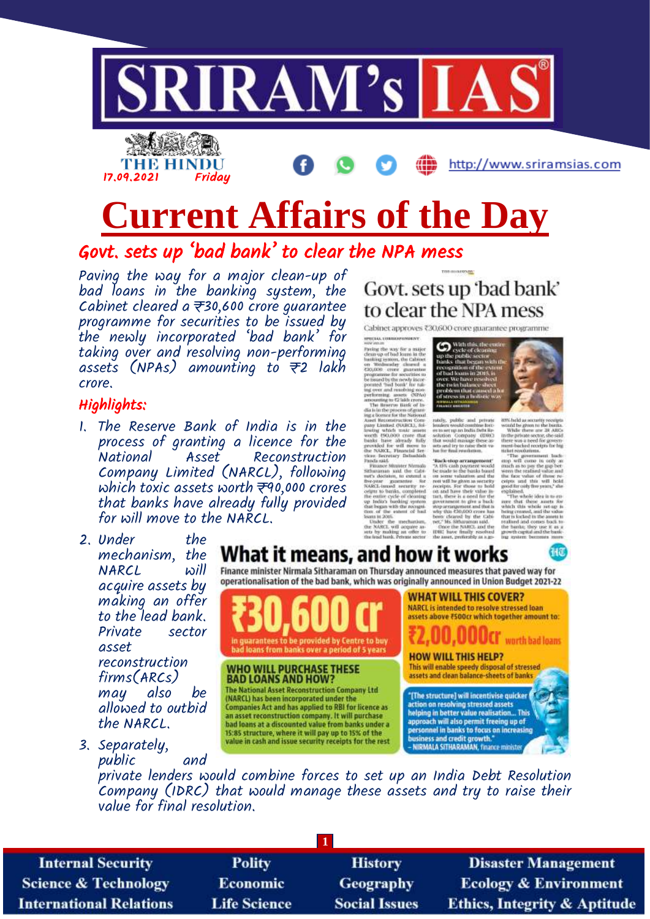# Current Affairs of the Day

## Govt. sets up 'bad bank' to clear the NPA mess

Paving the way for a major clean-up of bad loans in the banking system, the Cabinet cleared a ₹30,600 crore guarantee programme for securities to be issued by the newly incorporated 'bad bank' for taking over and resolving non-performing assets (NPAs) amounting to ₹2 lakh crore.

### Highlights:

1. The Reserve Bank of India is in the process of granting a licence for the National Asset Reconstruction Company Limited (NARCL), following which toxic assets worth ₹90,000 crores that banks have already fully provided for will move to the NARCL.
2. Under the mechanism, the NARCL will acquire assets by making an offer to the lead bank. Private sector asset reconstruction firms(ARCs) may also be allowed to outbid the NARCL.
3. Separately, public and private lenders would combine forces to set up an India Debt Resolution Company (IDRC) that would manage these assets and try to raise their value for final resolution.

### What it means, and how it works

Finance minister Nirmala Sitharaman on Thursday announced measures that paved way for operationalisation of the bad bank, which was originally announced in Union Budget 2021-22

**₹30,600 cr** in guarantees to be provided by Centre to buy bad loans from banks over a period of 5 years

**WHO WILL PURCHASE THESE BAD LOANS AND HOW?**
The National Asset Reconstruction Company Ltd (NARCL) has been incorporated under the Companies Act and has applied to RBI for licence as an asset reconstruction company. It will purchase bad loans at a discounted value from banks under a 15:85 structure, where it will pay up to 15% of the value in cash and issue security receipts for the rest

**WHAT WILL THIS COVER?**
NARCL is intended to resolve stressed loan assets above ₹500cr which together amount to:
**₹2,00,000cr** worth bad loans

**HOW WILL THIS HELP?**
This will enable speedy disposal of stressed assets and clean balance-sheets of banks

"[The structure] will incentivise quicker action on resolving stressed assets helping in better value realisation... This approach will also permit freeing up of personnel in banks to focus on increasing business and credit growth."
– NIRMALA SITHARAMAN, finance minister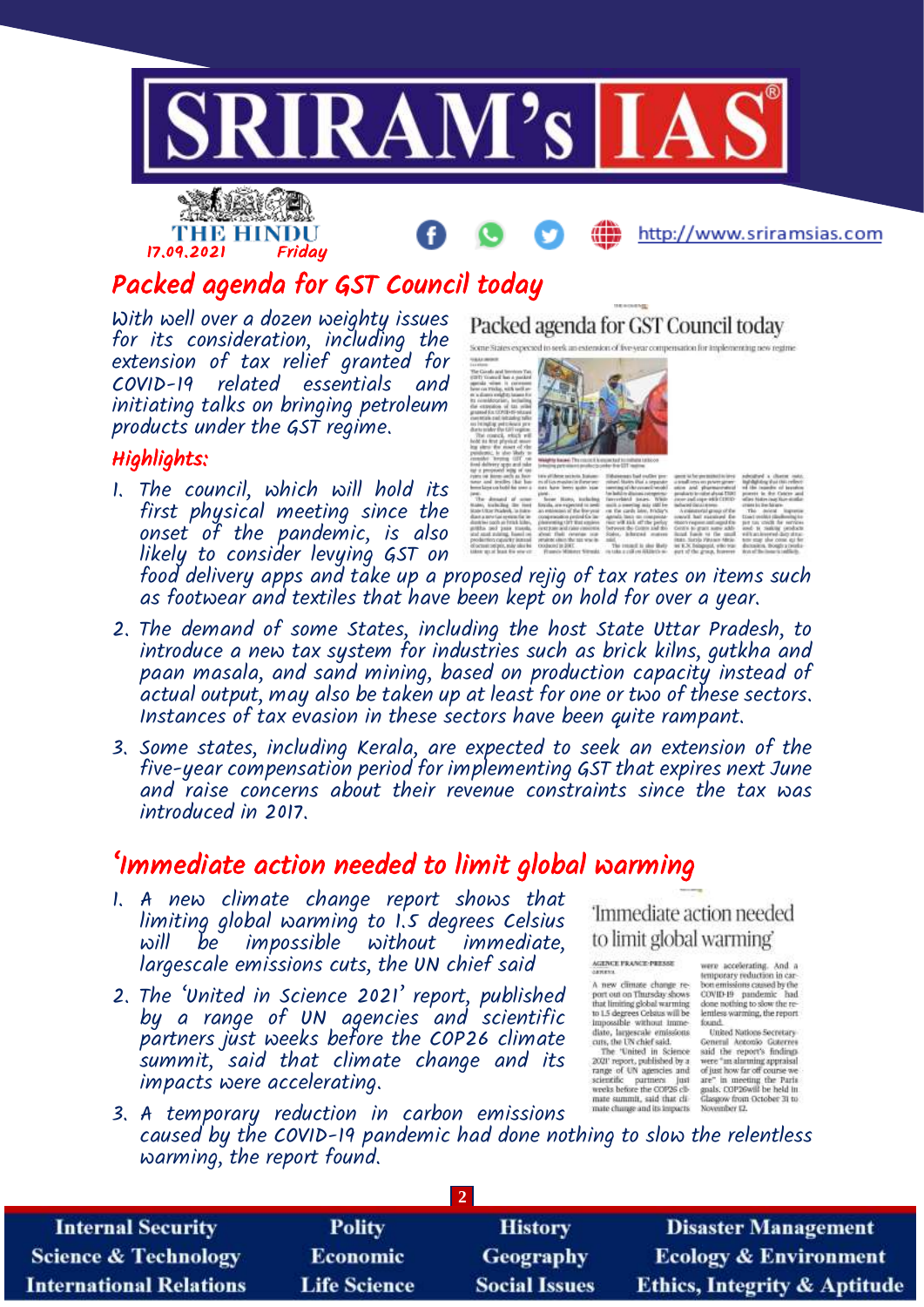## Packed agenda for GST Council today

With well over a dozen weighty issues for its consideration, including the extension of tax relief granted for COVID-19 related essentials and initiating talks on bringing petroleum products under the GST regime.

### Highlights:

1. The council, which will hold its first physical meeting since the onset of the pandemic, is also likely to consider levying GST on food delivery apps and take up a proposed rejig of tax rates on items such as footwear and textiles that have been kept on hold for over a year.
2. The demand of some States, including the host State Uttar Pradesh, to introduce a new tax system for industries such as brick kilns, gutkha and paan masala, and sand mining, based on production capacity instead of actual output, may also be taken up at least for one or two of these sectors. Instances of tax evasion in these sectors have been quite rampant.
3. Some states, including Kerala, are expected to seek an extension of the five-year compensation period for implementing GST that expires next June and raise concerns about their revenue constraints since the tax was introduced in 2017.

## 'Immediate action needed to limit global warming

1. A new climate change report shows that limiting global warming to 1.5 degrees Celsius will be impossible without immediate, largescale emissions cuts, the UN chief said
2. The 'United in Science 2021' report, published by a range of UN agencies and scientific partners just weeks before the COP26 climate summit, said that climate change and its impacts were accelerating.
3. A temporary reduction in carbon emissions caused by the COVID-19 pandemic had done nothing to slow the relentless warming, the report found.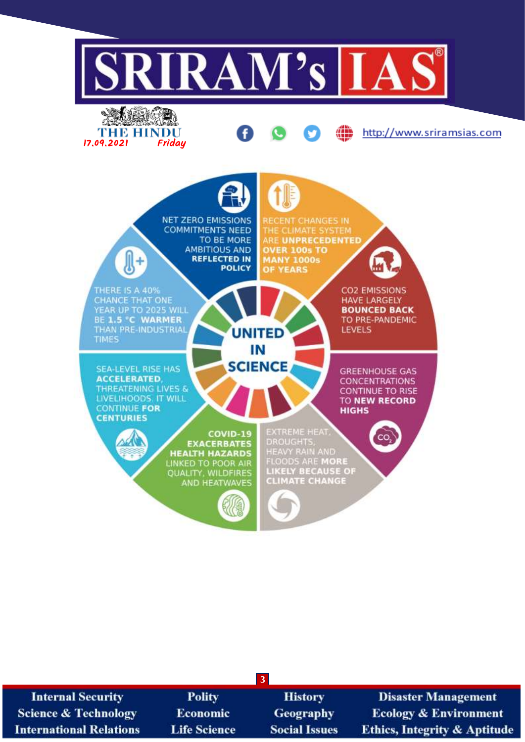# UNITED IN SCIENCE

- NET ZERO EMISSIONS COMMITMENTS NEED TO BE MORE AMBITIOUS AND **REFLECTED IN POLICY**
- RECENT CHANGES IN THE CLIMATE SYSTEM ARE **UNPRECEDENTED OVER 100s TO MANY 1000s OF YEARS**
- $CO_2$ EMISSIONS HAVE LARGELY **BOUNCED BACK** TO PRE-PANDEMIC LEVELS
- GREENHOUSE GAS CONCENTRATIONS CONTINUE TO RISE TO **NEW RECORD HIGHS**
- EXTREME HEAT, DROUGHTS, HEAVY RAIN AND FLOODS ARE **MORE LIKELY BECAUSE OF CLIMATE CHANGE**
- **COVID-19 EXACERBATES HEALTH HAZARDS** LINKED TO POOR AIR QUALITY, WILDFIRES AND HEATWAVES
- SEA-LEVEL RISE HAS **ACCELERATED**, THREATENING LIVES & LIVELIHOODS. IT WILL CONTINUE **FOR CENTURIES**
- THERE IS A 40% CHANCE THAT ONE YEAR UP TO 2025 WILL BE **1.5 °C WARMER** THAN PRE-INDUSTRIAL TIMES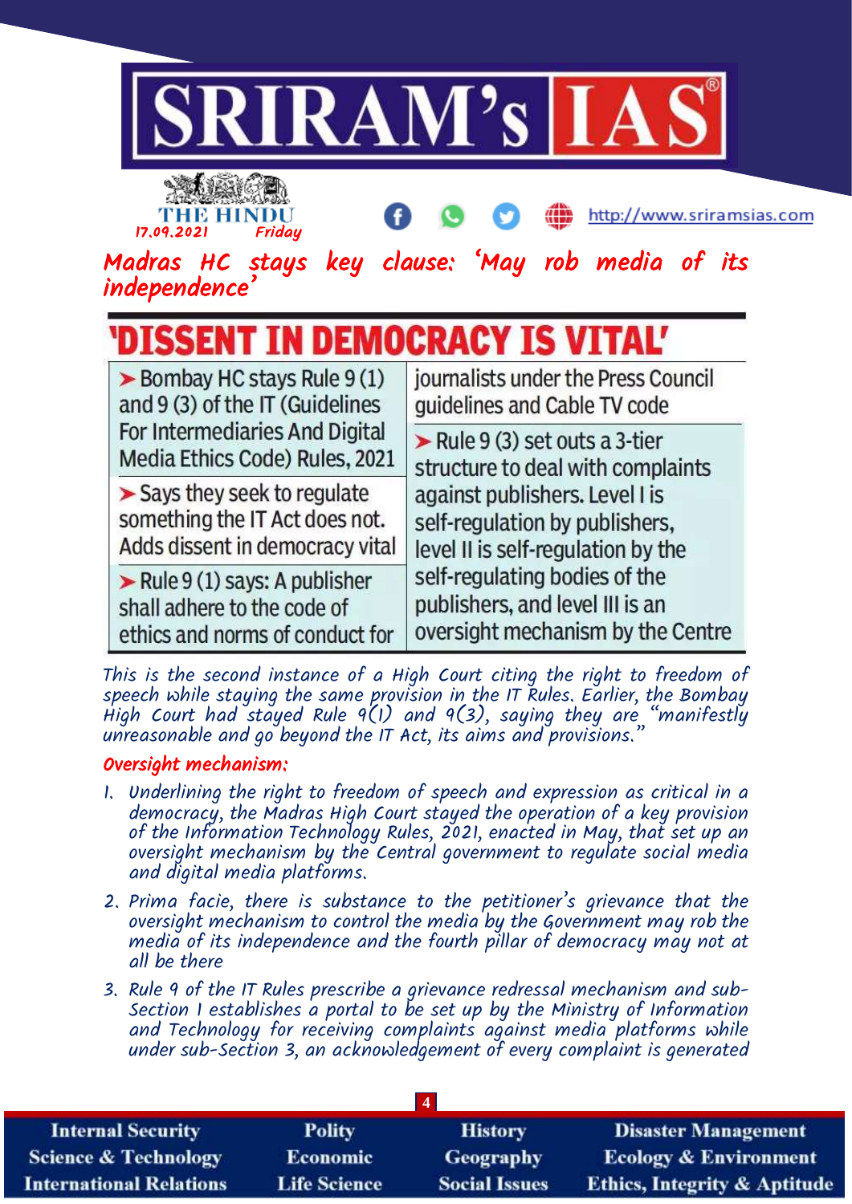THE HINDU 17.09.2021 Friday

## Madras HC stays key clause: 'May rob media of its independence'

### 'DISSENT IN DEMOCRACY IS VITAL'

- Bombay HC stays Rule 9 (1) and 9 (3) of the IT (Guidelines For Intermediaries And Digital Media Ethics Code) Rules, 2021
- Says they seek to regulate something the IT Act does not. Adds dissent in democracy vital
- Rule 9 (1) says: A publisher shall adhere to the code of ethics and norms of conduct for journalists under the Press Council guidelines and Cable TV code
- Rule 9 (3) set outs a 3-tier structure to deal with complaints against publishers. Level I is self-regulation by publishers, level II is self-regulation by the self-regulating bodies of the publishers, and level III is an oversight mechanism by the Centre

*This is the second instance of a High Court citing the right to freedom of speech while staying the same provision in the IT Rules. Earlier, the Bombay High Court had stayed Rule 9(1) and 9(3), saying they are "manifestly unreasonable and go beyond the IT Act, its aims and provisions."*

**Oversight mechanism:**

1. Underlining the right to freedom of speech and expression as critical in a democracy, the Madras High Court stayed the operation of a key provision of the Information Technology Rules, 2021, enacted in May, that set up an oversight mechanism by the Central government to regulate social media and digital media platforms.
2. Prima facie, there is substance to the petitioner's grievance that the oversight mechanism to control the media by the Government may rob the media of its independence and the fourth pillar of democracy may not at all be there
3. Rule 9 of the IT Rules prescribe a grievance redressal mechanism and sub-Section 1 establishes a portal to be set up by the Ministry of Information and Technology for receiving complaints against media platforms while under sub-Section 3, an acknowledgement of every complaint is generated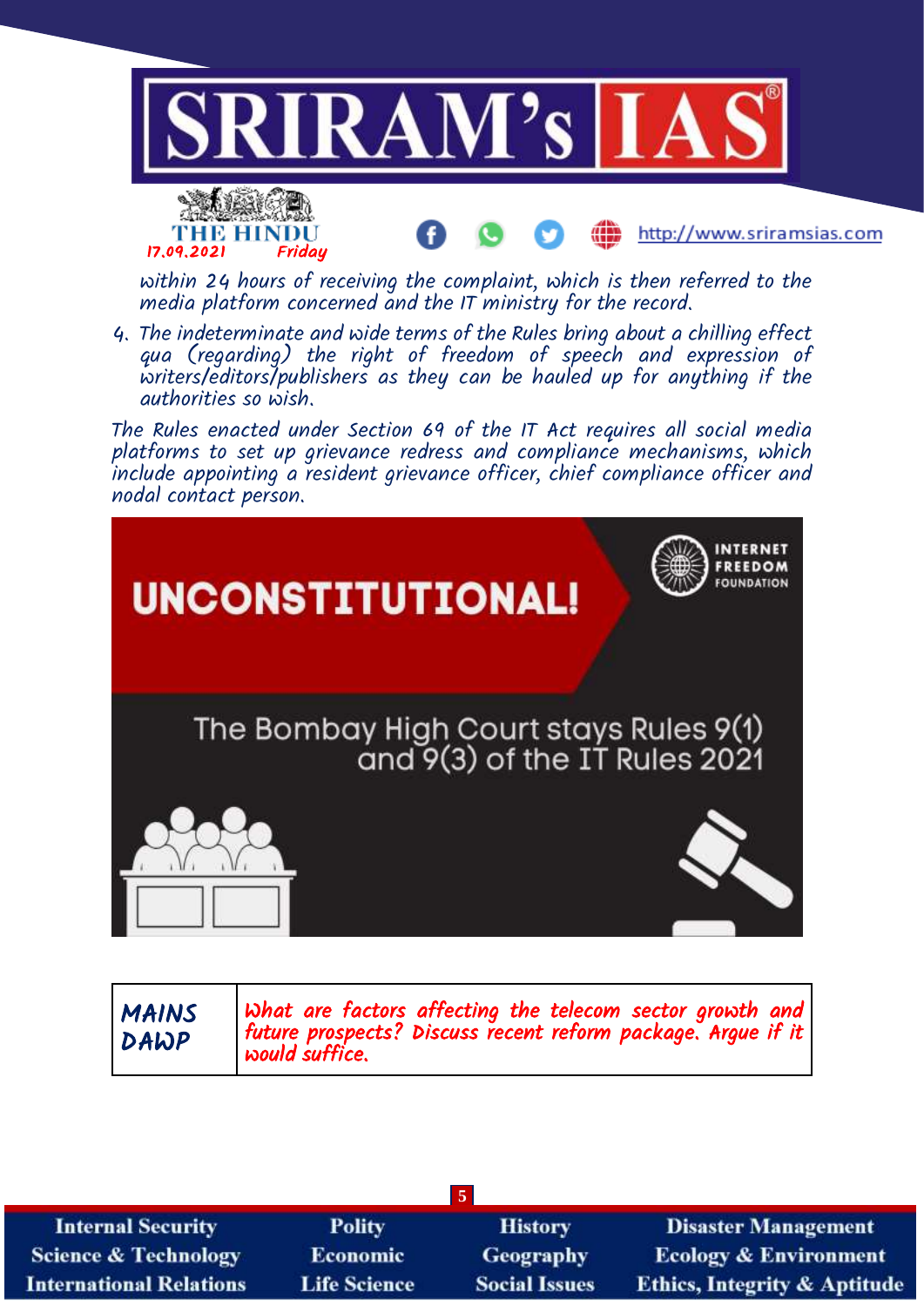within 24 hours of receiving the complaint, which is then referred to the media platform concerned and the IT ministry for the record.

4. The indeterminate and wide terms of the Rules bring about a chilling effect qua (regarding) the right of freedom of speech and expression of writers/editors/publishers as they can be hauled up for anything if the authorities so wish.

The Rules enacted under Section 69 of the IT Act requires all social media platforms to set up grievance redress and compliance mechanisms, which include appointing a resident grievance officer, chief compliance officer and nodal contact person.

UNCONSTITUTIONAL!

INTERNET FREEDOM FOUNDATION

The Bombay High Court stays Rules 9(1) and 9(3) of the IT Rules 2021

| MAINS DAWP | What are factors affecting the telecom sector growth and future prospects? Discuss recent reform package. Argue if it would suffice. |
|---|---|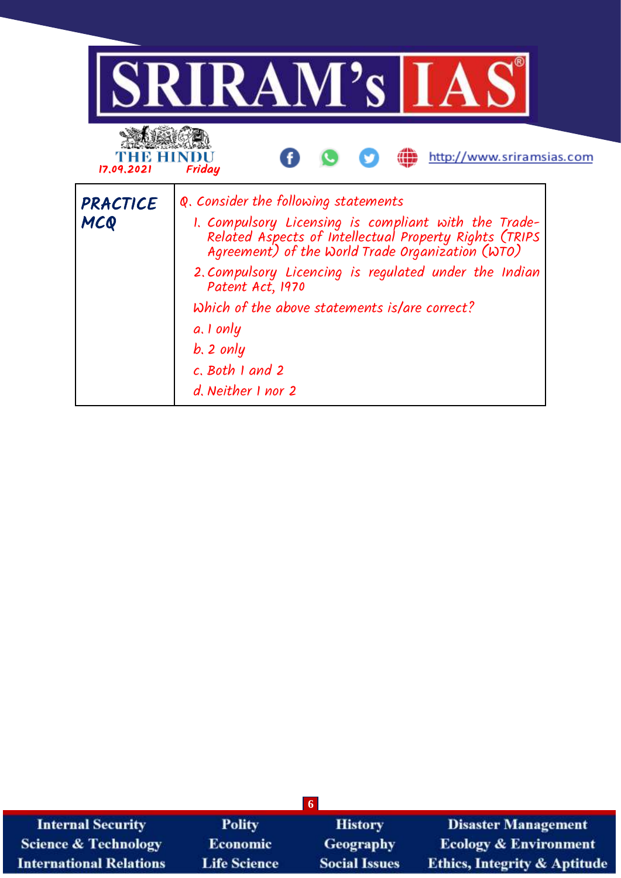THE HINDU 17.09.2021 Friday

| PRACTICE MCQ | Q. Consider the following statements |
|---|---|
| | 1. Compulsory Licensing is compliant with the Trade-Related Aspects of Intellectual Property Rights (TRIPS Agreement) of the World Trade Organization (WTO) |
| | 2. Compulsory Licencing is regulated under the Indian Patent Act, 1970 |
| | Which of the above statements is/are correct? |
| | a. 1 only |
| | b. 2 only |
| | c. Both 1 and 2 |
| | d. Neither 1 nor 2 |